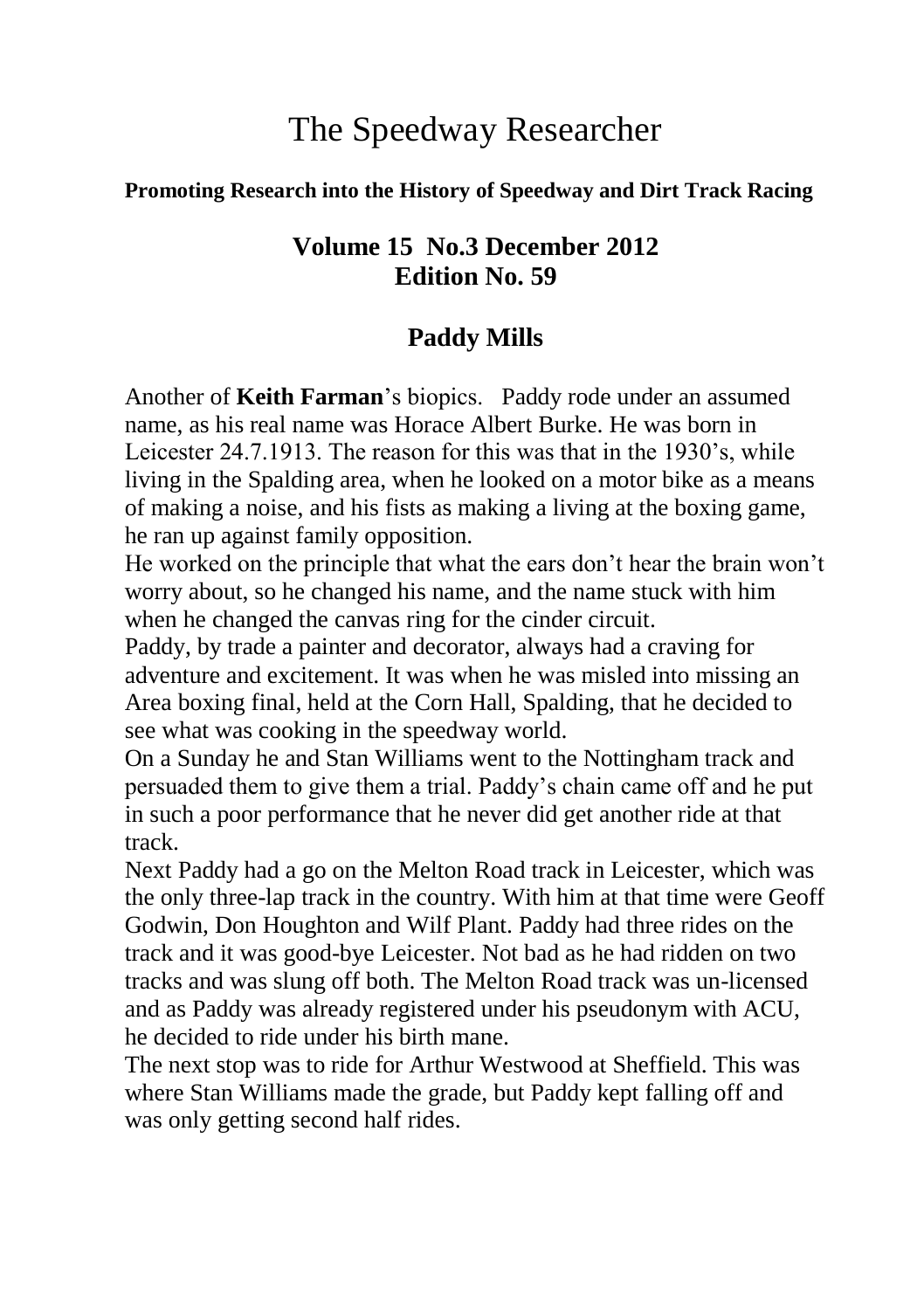# The Speedway Researcher

**Promoting Research into the History of Speedway and Dirt Track Racing**

## Volume 15 No.3 December 2012
## Edition No. 59

## Paddy Mills

Another of **Keith Farman**'s biopics. Paddy rode under an assumed name, as his real name was Horace Albert Burke. He was born in Leicester 24.7.1913. The reason for this was that in the 1930's, while living in the Spalding area, when he looked on a motor bike as a means of making a noise, and his fists as making a living at the boxing game, he ran up against family opposition.

He worked on the principle that what the ears don't hear the brain won't worry about, so he changed his name, and the name stuck with him when he changed the canvas ring for the cinder circuit.

Paddy, by trade a painter and decorator, always had a craving for adventure and excitement. It was when he was misled into missing an Area boxing final, held at the Corn Hall, Spalding, that he decided to see what was cooking in the speedway world.

On a Sunday he and Stan Williams went to the Nottingham track and persuaded them to give them a trial. Paddy's chain came off and he put in such a poor performance that he never did get another ride at that track.

Next Paddy had a go on the Melton Road track in Leicester, which was the only three-lap track in the country. With him at that time were Geoff Godwin, Don Houghton and Wilf Plant. Paddy had three rides on the track and it was good-bye Leicester. Not bad as he had ridden on two tracks and was slung off both. The Melton Road track was un-licensed and as Paddy was already registered under his pseudonym with ACU, he decided to ride under his birth mane.

The next stop was to ride for Arthur Westwood at Sheffield. This was where Stan Williams made the grade, but Paddy kept falling off and was only getting second half rides.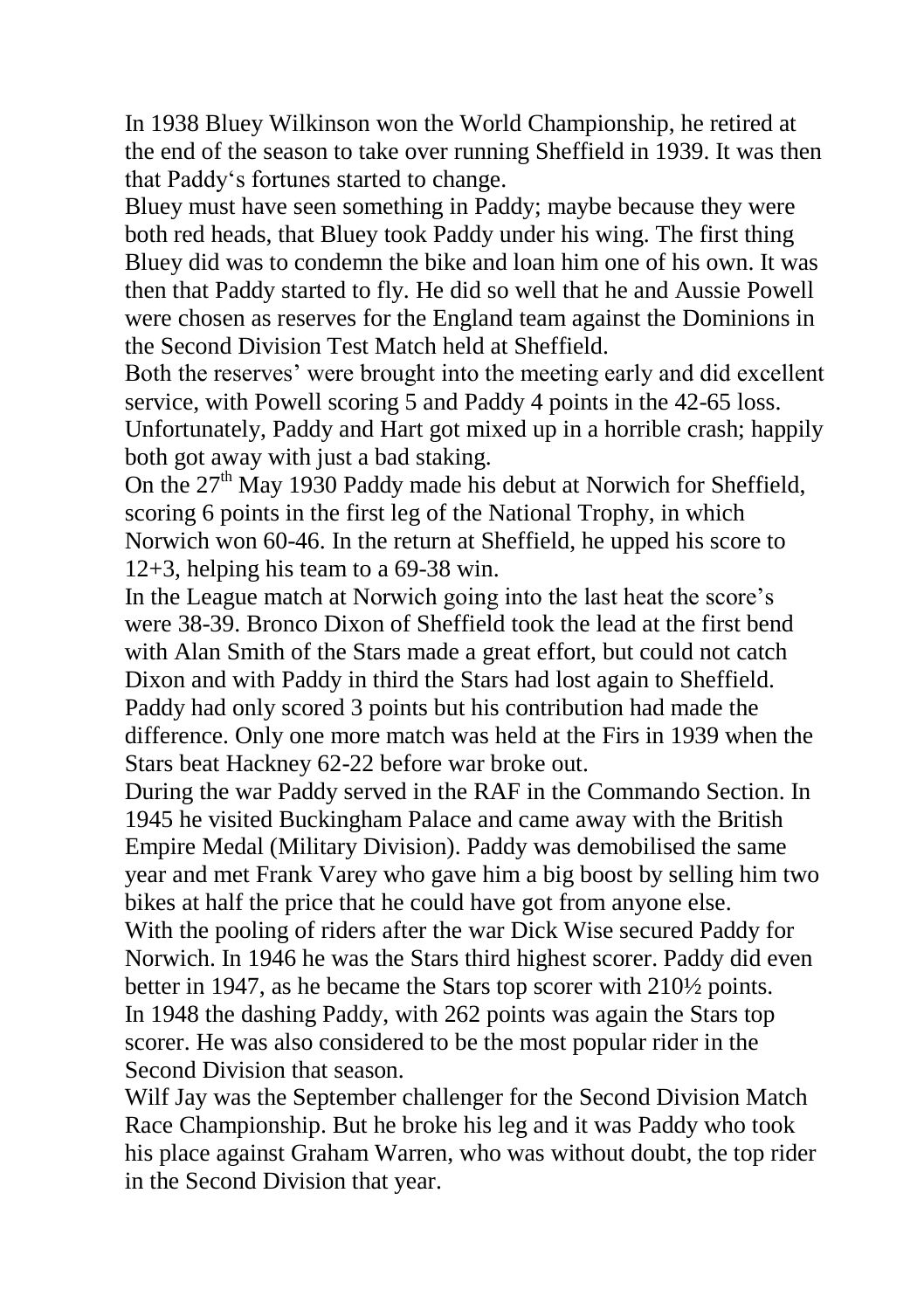In 1938 Bluey Wilkinson won the World Championship, he retired at the end of the season to take over running Sheffield in 1939. It was then that Paddy's fortunes started to change.

Bluey must have seen something in Paddy; maybe because they were both red heads, that Bluey took Paddy under his wing. The first thing Bluey did was to condemn the bike and loan him one of his own. It was then that Paddy started to fly. He did so well that he and Aussie Powell were chosen as reserves for the England team against the Dominions in the Second Division Test Match held at Sheffield.

Both the reserves' were brought into the meeting early and did excellent service, with Powell scoring 5 and Paddy 4 points in the 42-65 loss. Unfortunately, Paddy and Hart got mixed up in a horrible crash; happily both got away with just a bad staking.

On the 27th May 1930 Paddy made his debut at Norwich for Sheffield, scoring 6 points in the first leg of the National Trophy, in which Norwich won 60-46. In the return at Sheffield, he upped his score to 12+3, helping his team to a 69-38 win.

In the League match at Norwich going into the last heat the score's were 38-39. Bronco Dixon of Sheffield took the lead at the first bend with Alan Smith of the Stars made a great effort, but could not catch Dixon and with Paddy in third the Stars had lost again to Sheffield. Paddy had only scored 3 points but his contribution had made the difference. Only one more match was held at the Firs in 1939 when the Stars beat Hackney 62-22 before war broke out.

During the war Paddy served in the RAF in the Commando Section. In 1945 he visited Buckingham Palace and came away with the British Empire Medal (Military Division). Paddy was demobilised the same year and met Frank Varey who gave him a big boost by selling him two bikes at half the price that he could have got from anyone else.

With the pooling of riders after the war Dick Wise secured Paddy for Norwich. In 1946 he was the Stars third highest scorer. Paddy did even better in 1947, as he became the Stars top scorer with 210½ points.

In 1948 the dashing Paddy, with 262 points was again the Stars top scorer. He was also considered to be the most popular rider in the Second Division that season.

Wilf Jay was the September challenger for the Second Division Match Race Championship. But he broke his leg and it was Paddy who took his place against Graham Warren, who was without doubt, the top rider in the Second Division that year.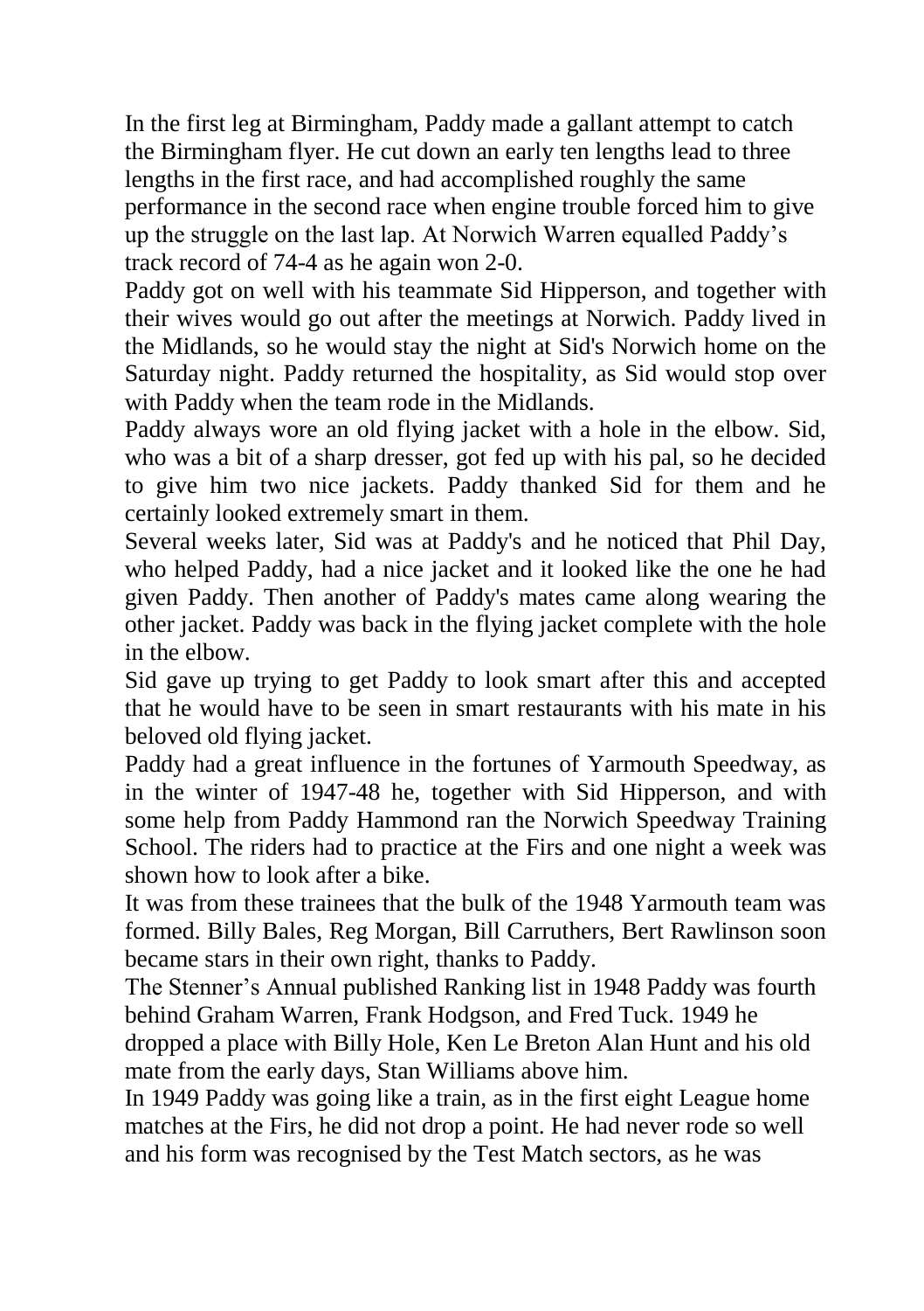In the first leg at Birmingham, Paddy made a gallant attempt to catch the Birmingham flyer. He cut down an early ten lengths lead to three lengths in the first race, and had accomplished roughly the same performance in the second race when engine trouble forced him to give up the struggle on the last lap. At Norwich Warren equalled Paddy's track record of 74-4 as he again won 2-0.

Paddy got on well with his teammate Sid Hipperson, and together with their wives would go out after the meetings at Norwich. Paddy lived in the Midlands, so he would stay the night at Sid's Norwich home on the Saturday night. Paddy returned the hospitality, as Sid would stop over with Paddy when the team rode in the Midlands.

Paddy always wore an old flying jacket with a hole in the elbow. Sid, who was a bit of a sharp dresser, got fed up with his pal, so he decided to give him two nice jackets. Paddy thanked Sid for them and he certainly looked extremely smart in them.

Several weeks later, Sid was at Paddy's and he noticed that Phil Day, who helped Paddy, had a nice jacket and it looked like the one he had given Paddy. Then another of Paddy's mates came along wearing the other jacket. Paddy was back in the flying jacket complete with the hole in the elbow.

Sid gave up trying to get Paddy to look smart after this and accepted that he would have to be seen in smart restaurants with his mate in his beloved old flying jacket.

Paddy had a great influence in the fortunes of Yarmouth Speedway, as in the winter of 1947-48 he, together with Sid Hipperson, and with some help from Paddy Hammond ran the Norwich Speedway Training School. The riders had to practice at the Firs and one night a week was shown how to look after a bike.

It was from these trainees that the bulk of the 1948 Yarmouth team was formed. Billy Bales, Reg Morgan, Bill Carruthers, Bert Rawlinson soon became stars in their own right, thanks to Paddy.

The Stenner's Annual published Ranking list in 1948 Paddy was fourth behind Graham Warren, Frank Hodgson, and Fred Tuck. 1949 he dropped a place with Billy Hole, Ken Le Breton Alan Hunt and his old mate from the early days, Stan Williams above him.

In 1949 Paddy was going like a train, as in the first eight League home matches at the Firs, he did not drop a point. He had never rode so well and his form was recognised by the Test Match sectors, as he was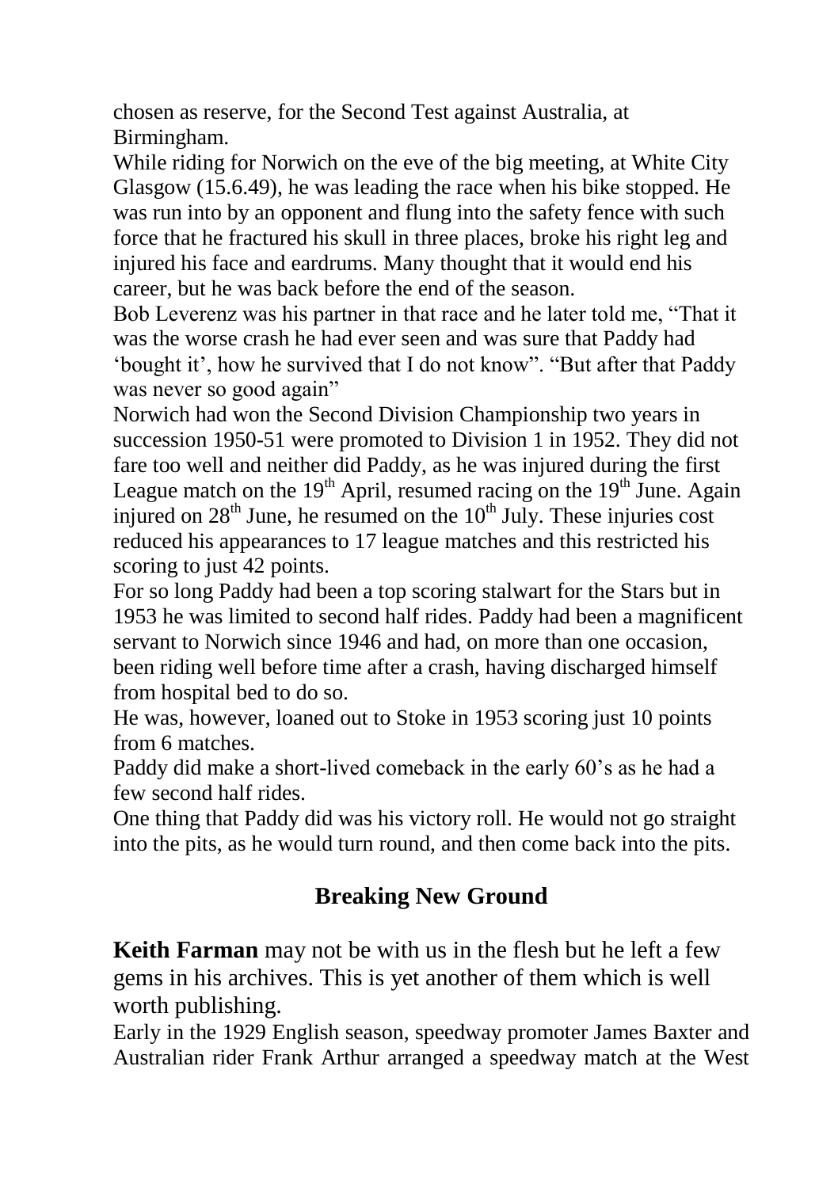chosen as reserve, for the Second Test against Australia, at Birmingham.

While riding for Norwich on the eve of the big meeting, at White City Glasgow (15.6.49), he was leading the race when his bike stopped. He was run into by an opponent and flung into the safety fence with such force that he fractured his skull in three places, broke his right leg and injured his face and eardrums. Many thought that it would end his career, but he was back before the end of the season.

Bob Leverenz was his partner in that race and he later told me, "That it was the worse crash he had ever seen and was sure that Paddy had 'bought it', how he survived that I do not know". "But after that Paddy was never so good again"

Norwich had won the Second Division Championship two years in succession 1950-51 were promoted to Division 1 in 1952. They did not fare too well and neither did Paddy, as he was injured during the first League match on the 19th April, resumed racing on the 19th June. Again injured on 28th June, he resumed on the 10th July. These injuries cost reduced his appearances to 17 league matches and this restricted his scoring to just 42 points.

For so long Paddy had been a top scoring stalwart for the Stars but in 1953 he was limited to second half rides. Paddy had been a magnificent servant to Norwich since 1946 and had, on more than one occasion, been riding well before time after a crash, having discharged himself from hospital bed to do so.

He was, however, loaned out to Stoke in 1953 scoring just 10 points from 6 matches.

Paddy did make a short-lived comeback in the early 60's as he had a few second half rides.

One thing that Paddy did was his victory roll. He would not go straight into the pits, as he would turn round, and then come back into the pits.

## Breaking New Ground

**Keith Farman** may not be with us in the flesh but he left a few gems in his archives. This is yet another of them which is well worth publishing.

Early in the 1929 English season, speedway promoter James Baxter and Australian rider Frank Arthur arranged a speedway match at the West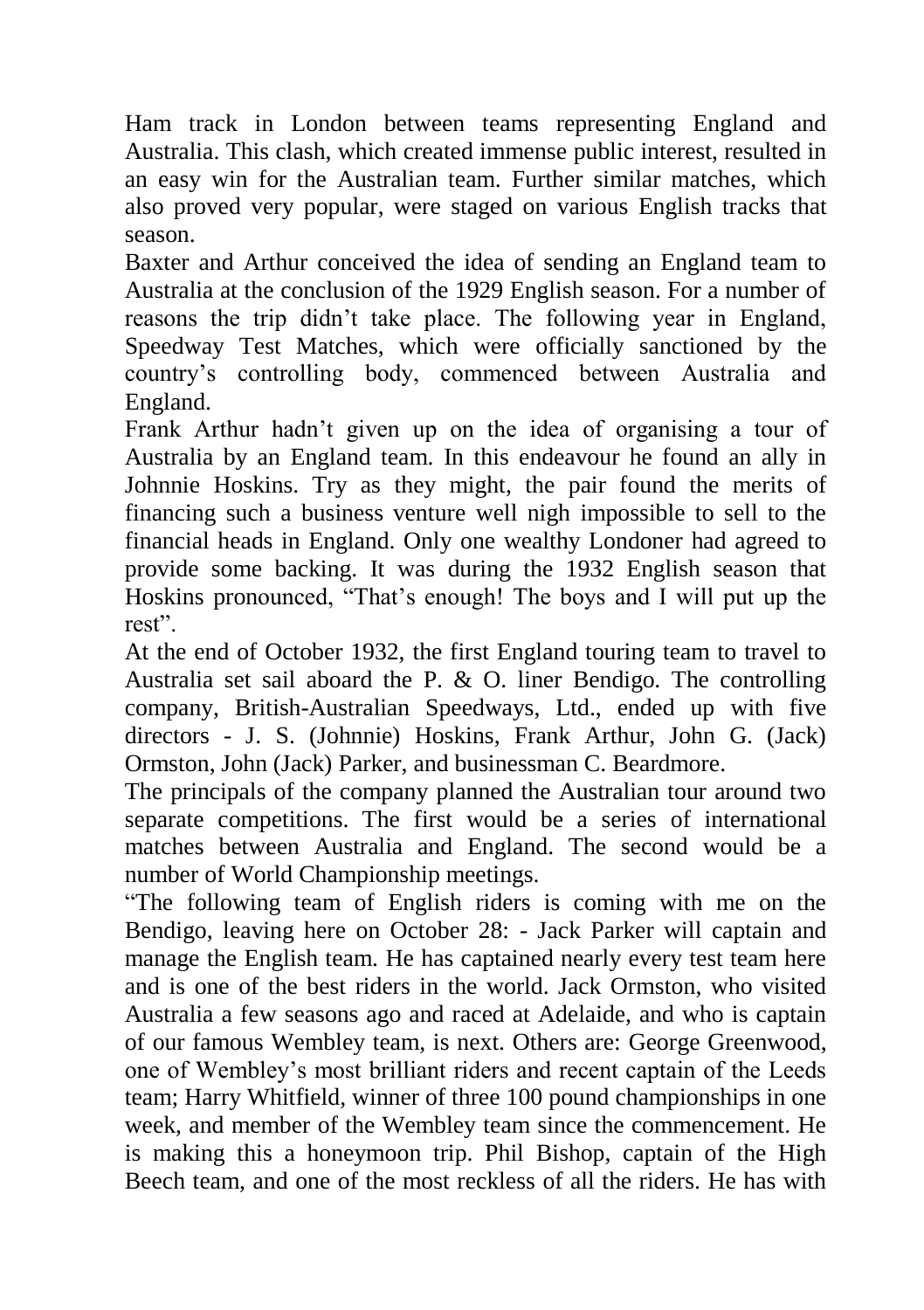Ham track in London between teams representing England and Australia. This clash, which created immense public interest, resulted in an easy win for the Australian team. Further similar matches, which also proved very popular, were staged on various English tracks that season.

Baxter and Arthur conceived the idea of sending an England team to Australia at the conclusion of the 1929 English season. For a number of reasons the trip didn't take place. The following year in England, Speedway Test Matches, which were officially sanctioned by the country's controlling body, commenced between Australia and England.

Frank Arthur hadn't given up on the idea of organising a tour of Australia by an England team. In this endeavour he found an ally in Johnnie Hoskins. Try as they might, the pair found the merits of financing such a business venture well nigh impossible to sell to the financial heads in England. Only one wealthy Londoner had agreed to provide some backing. It was during the 1932 English season that Hoskins pronounced, "That's enough! The boys and I will put up the rest".

At the end of October 1932, the first England touring team to travel to Australia set sail aboard the P. & O. liner Bendigo. The controlling company, British-Australian Speedways, Ltd., ended up with five directors - J. S. (Johnnie) Hoskins, Frank Arthur, John G. (Jack) Ormston, John (Jack) Parker, and businessman C. Beardmore.

The principals of the company planned the Australian tour around two separate competitions. The first would be a series of international matches between Australia and England. The second would be a number of World Championship meetings.

"The following team of English riders is coming with me on the Bendigo, leaving here on October 28: - Jack Parker will captain and manage the English team. He has captained nearly every test team here and is one of the best riders in the world. Jack Ormston, who visited Australia a few seasons ago and raced at Adelaide, and who is captain of our famous Wembley team, is next. Others are: George Greenwood, one of Wembley's most brilliant riders and recent captain of the Leeds team; Harry Whitfield, winner of three 100 pound championships in one week, and member of the Wembley team since the commencement. He is making this a honeymoon trip. Phil Bishop, captain of the High Beech team, and one of the most reckless of all the riders. He has with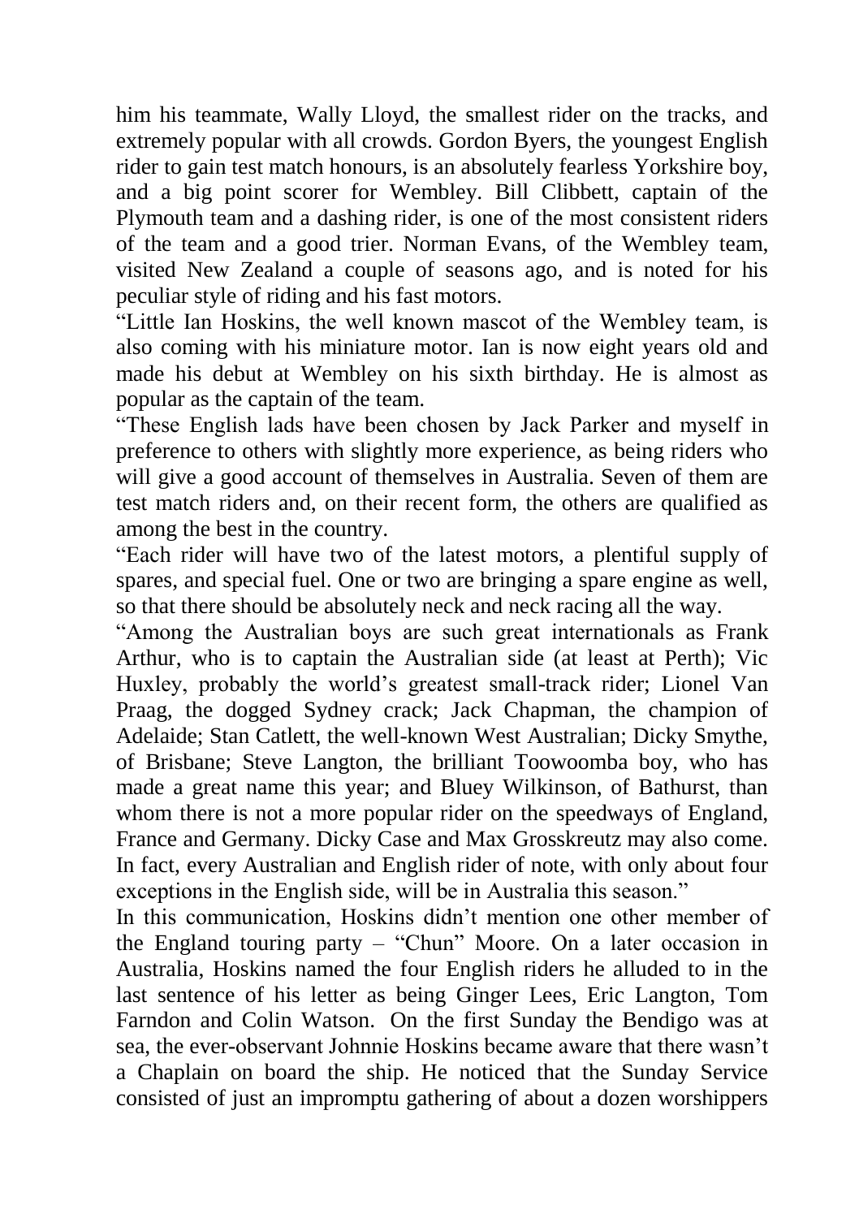him his teammate, Wally Lloyd, the smallest rider on the tracks, and extremely popular with all crowds. Gordon Byers, the youngest English rider to gain test match honours, is an absolutely fearless Yorkshire boy, and a big point scorer for Wembley. Bill Clibbett, captain of the Plymouth team and a dashing rider, is one of the most consistent riders of the team and a good trier. Norman Evans, of the Wembley team, visited New Zealand a couple of seasons ago, and is noted for his peculiar style of riding and his fast motors.

"Little Ian Hoskins, the well known mascot of the Wembley team, is also coming with his miniature motor. Ian is now eight years old and made his debut at Wembley on his sixth birthday. He is almost as popular as the captain of the team.

"These English lads have been chosen by Jack Parker and myself in preference to others with slightly more experience, as being riders who will give a good account of themselves in Australia. Seven of them are test match riders and, on their recent form, the others are qualified as among the best in the country.

"Each rider will have two of the latest motors, a plentiful supply of spares, and special fuel. One or two are bringing a spare engine as well, so that there should be absolutely neck and neck racing all the way.

"Among the Australian boys are such great internationals as Frank Arthur, who is to captain the Australian side (at least at Perth); Vic Huxley, probably the world's greatest small-track rider; Lionel Van Praag, the dogged Sydney crack; Jack Chapman, the champion of Adelaide; Stan Catlett, the well-known West Australian; Dicky Smythe, of Brisbane; Steve Langton, the brilliant Toowoomba boy, who has made a great name this year; and Bluey Wilkinson, of Bathurst, than whom there is not a more popular rider on the speedways of England, France and Germany. Dicky Case and Max Grosskreutz may also come. In fact, every Australian and English rider of note, with only about four exceptions in the English side, will be in Australia this season."

In this communication, Hoskins didn't mention one other member of the England touring party – "Chun" Moore. On a later occasion in Australia, Hoskins named the four English riders he alluded to in the last sentence of his letter as being Ginger Lees, Eric Langton, Tom Farndon and Colin Watson. On the first Sunday the Bendigo was at sea, the ever-observant Johnnie Hoskins became aware that there wasn't a Chaplain on board the ship. He noticed that the Sunday Service consisted of just an impromptu gathering of about a dozen worshippers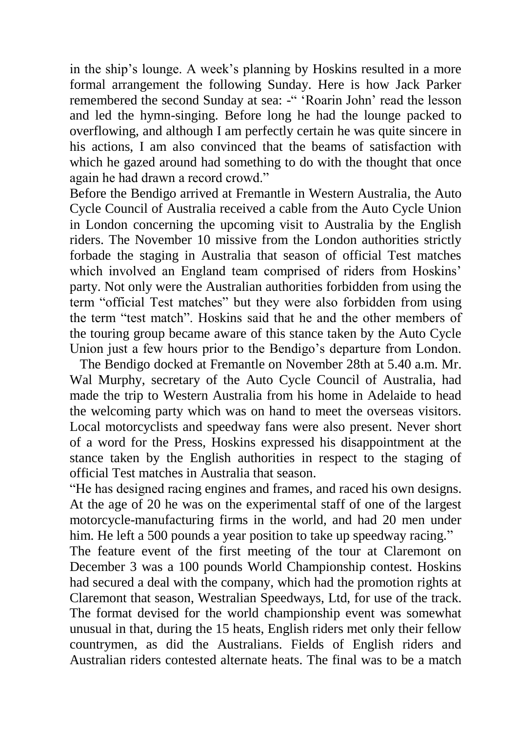in the ship's lounge. A week's planning by Hoskins resulted in a more formal arrangement the following Sunday. Here is how Jack Parker remembered the second Sunday at sea: -" 'Roarin John' read the lesson and led the hymn-singing. Before long he had the lounge packed to overflowing, and although I am perfectly certain he was quite sincere in his actions, I am also convinced that the beams of satisfaction with which he gazed around had something to do with the thought that once again he had drawn a record crowd."

Before the Bendigo arrived at Fremantle in Western Australia, the Auto Cycle Council of Australia received a cable from the Auto Cycle Union in London concerning the upcoming visit to Australia by the English riders. The November 10 missive from the London authorities strictly forbade the staging in Australia that season of official Test matches which involved an England team comprised of riders from Hoskins' party. Not only were the Australian authorities forbidden from using the term "official Test matches" but they were also forbidden from using the term "test match". Hoskins said that he and the other members of the touring group became aware of this stance taken by the Auto Cycle Union just a few hours prior to the Bendigo's departure from London.

The Bendigo docked at Fremantle on November 28th at 5.40 a.m. Mr. Wal Murphy, secretary of the Auto Cycle Council of Australia, had made the trip to Western Australia from his home in Adelaide to head the welcoming party which was on hand to meet the overseas visitors. Local motorcyclists and speedway fans were also present. Never short of a word for the Press, Hoskins expressed his disappointment at the stance taken by the English authorities in respect to the staging of official Test matches in Australia that season.

"He has designed racing engines and frames, and raced his own designs. At the age of 20 he was on the experimental staff of one of the largest motorcycle-manufacturing firms in the world, and had 20 men under him. He left a 500 pounds a year position to take up speedway racing."

The feature event of the first meeting of the tour at Claremont on December 3 was a 100 pounds World Championship contest. Hoskins had secured a deal with the company, which had the promotion rights at Claremont that season, Westralian Speedways, Ltd, for use of the track. The format devised for the world championship event was somewhat unusual in that, during the 15 heats, English riders met only their fellow countrymen, as did the Australians. Fields of English riders and Australian riders contested alternate heats. The final was to be a match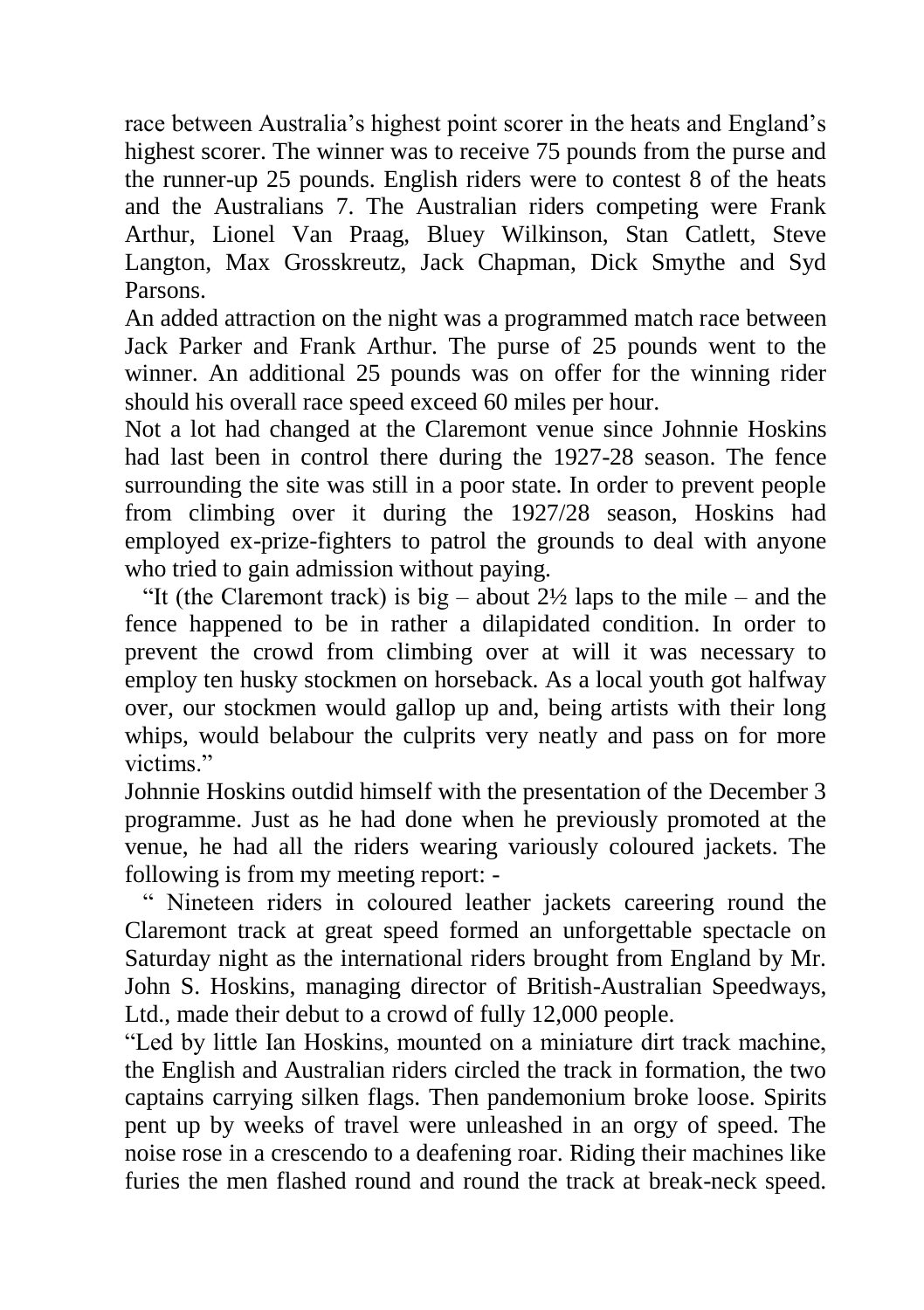race between Australia's highest point scorer in the heats and England's highest scorer. The winner was to receive 75 pounds from the purse and the runner-up 25 pounds. English riders were to contest 8 of the heats and the Australians 7. The Australian riders competing were Frank Arthur, Lionel Van Praag, Bluey Wilkinson, Stan Catlett, Steve Langton, Max Grosskreutz, Jack Chapman, Dick Smythe and Syd Parsons.

An added attraction on the night was a programmed match race between Jack Parker and Frank Arthur. The purse of 25 pounds went to the winner. An additional 25 pounds was on offer for the winning rider should his overall race speed exceed 60 miles per hour.

Not a lot had changed at the Claremont venue since Johnnie Hoskins had last been in control there during the 1927-28 season. The fence surrounding the site was still in a poor state. In order to prevent people from climbing over it during the 1927/28 season, Hoskins had employed ex-prize-fighters to patrol the grounds to deal with anyone who tried to gain admission without paying.

"It (the Claremont track) is big – about 2½ laps to the mile – and the fence happened to be in rather a dilapidated condition. In order to prevent the crowd from climbing over at will it was necessary to employ ten husky stockmen on horseback. As a local youth got halfway over, our stockmen would gallop up and, being artists with their long whips, would belabour the culprits very neatly and pass on for more victims."

Johnnie Hoskins outdid himself with the presentation of the December 3 programme. Just as he had done when he previously promoted at the venue, he had all the riders wearing variously coloured jackets. The following is from my meeting report: -

" Nineteen riders in coloured leather jackets careering round the Claremont track at great speed formed an unforgettable spectacle on Saturday night as the international riders brought from England by Mr. John S. Hoskins, managing director of British-Australian Speedways, Ltd., made their debut to a crowd of fully 12,000 people.

"Led by little Ian Hoskins, mounted on a miniature dirt track machine, the English and Australian riders circled the track in formation, the two captains carrying silken flags. Then pandemonium broke loose. Spirits pent up by weeks of travel were unleashed in an orgy of speed. The noise rose in a crescendo to a deafening roar. Riding their machines like furies the men flashed round and round the track at break-neck speed.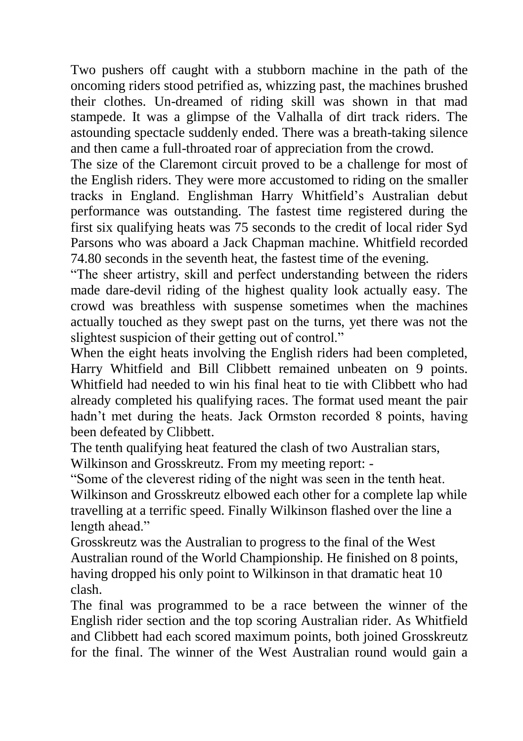Two pushers off caught with a stubborn machine in the path of the oncoming riders stood petrified as, whizzing past, the machines brushed their clothes. Un-dreamed of riding skill was shown in that mad stampede. It was a glimpse of the Valhalla of dirt track riders. The astounding spectacle suddenly ended. There was a breath-taking silence and then came a full-throated roar of appreciation from the crowd.

The size of the Claremont circuit proved to be a challenge for most of the English riders. They were more accustomed to riding on the smaller tracks in England. Englishman Harry Whitfield's Australian debut performance was outstanding. The fastest time registered during the first six qualifying heats was 75 seconds to the credit of local rider Syd Parsons who was aboard a Jack Chapman machine. Whitfield recorded 74.80 seconds in the seventh heat, the fastest time of the evening.

"The sheer artistry, skill and perfect understanding between the riders made dare-devil riding of the highest quality look actually easy. The crowd was breathless with suspense sometimes when the machines actually touched as they swept past on the turns, yet there was not the slightest suspicion of their getting out of control."

When the eight heats involving the English riders had been completed, Harry Whitfield and Bill Clibbett remained unbeaten on 9 points. Whitfield had needed to win his final heat to tie with Clibbett who had already completed his qualifying races. The format used meant the pair hadn't met during the heats. Jack Ormston recorded 8 points, having been defeated by Clibbett.

The tenth qualifying heat featured the clash of two Australian stars, Wilkinson and Grosskreutz. From my meeting report: -

"Some of the cleverest riding of the night was seen in the tenth heat. Wilkinson and Grosskreutz elbowed each other for a complete lap while travelling at a terrific speed. Finally Wilkinson flashed over the line a length ahead."

Grosskreutz was the Australian to progress to the final of the West Australian round of the World Championship. He finished on 8 points, having dropped his only point to Wilkinson in that dramatic heat 10 clash.

The final was programmed to be a race between the winner of the English rider section and the top scoring Australian rider. As Whitfield and Clibbett had each scored maximum points, both joined Grosskreutz for the final. The winner of the West Australian round would gain a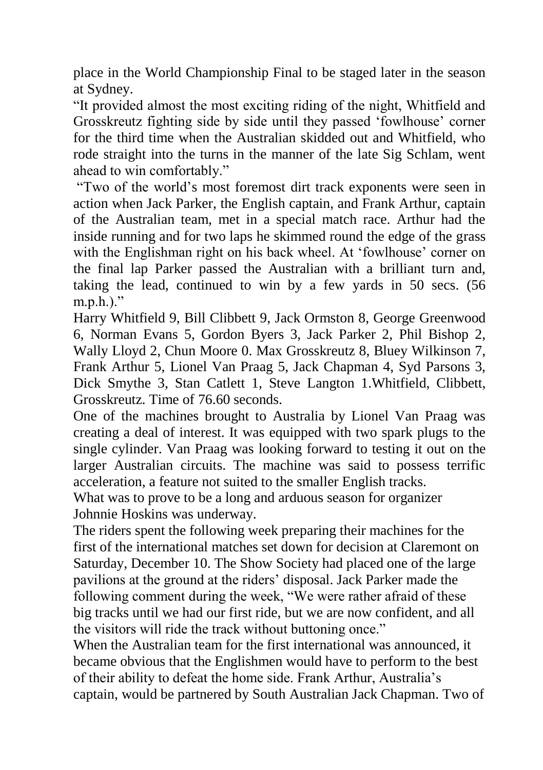place in the World Championship Final to be staged later in the season at Sydney.

"It provided almost the most exciting riding of the night, Whitfield and Grosskreutz fighting side by side until they passed 'fowlhouse' corner for the third time when the Australian skidded out and Whitfield, who rode straight into the turns in the manner of the late Sig Schlam, went ahead to win comfortably."

"Two of the world's most foremost dirt track exponents were seen in action when Jack Parker, the English captain, and Frank Arthur, captain of the Australian team, met in a special match race. Arthur had the inside running and for two laps he skimmed round the edge of the grass with the Englishman right on his back wheel. At 'fowlhouse' corner on the final lap Parker passed the Australian with a brilliant turn and, taking the lead, continued to win by a few yards in 50 secs. (56 m.p.h.)."

Harry Whitfield 9, Bill Clibbett 9, Jack Ormston 8, George Greenwood 6, Norman Evans 5, Gordon Byers 3, Jack Parker 2, Phil Bishop 2, Wally Lloyd 2, Chun Moore 0. Max Grosskreutz 8, Bluey Wilkinson 7, Frank Arthur 5, Lionel Van Praag 5, Jack Chapman 4, Syd Parsons 3, Dick Smythe 3, Stan Catlett 1, Steve Langton 1.Whitfield, Clibbett, Grosskreutz. Time of 76.60 seconds.

One of the machines brought to Australia by Lionel Van Praag was creating a deal of interest. It was equipped with two spark plugs to the single cylinder. Van Praag was looking forward to testing it out on the larger Australian circuits. The machine was said to possess terrific acceleration, a feature not suited to the smaller English tracks.

What was to prove to be a long and arduous season for organizer Johnnie Hoskins was underway.

The riders spent the following week preparing their machines for the first of the international matches set down for decision at Claremont on Saturday, December 10. The Show Society had placed one of the large pavilions at the ground at the riders' disposal. Jack Parker made the following comment during the week, "We were rather afraid of these big tracks until we had our first ride, but we are now confident, and all the visitors will ride the track without buttoning once."

When the Australian team for the first international was announced, it became obvious that the Englishmen would have to perform to the best of their ability to defeat the home side. Frank Arthur, Australia's captain, would be partnered by South Australian Jack Chapman. Two of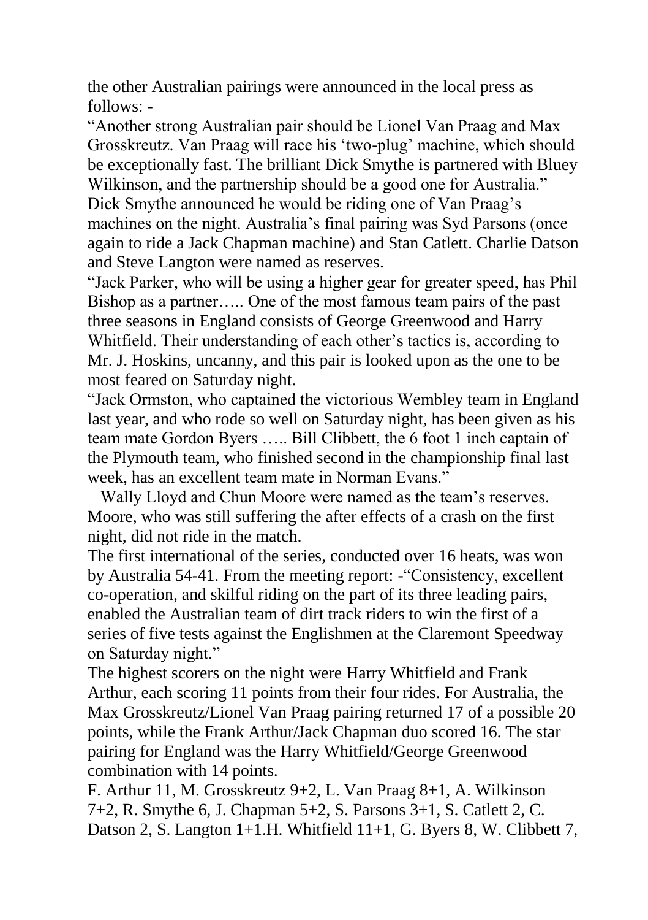the other Australian pairings were announced in the local press as follows: -

"Another strong Australian pair should be Lionel Van Praag and Max Grosskreutz. Van Praag will race his 'two-plug' machine, which should be exceptionally fast. The brilliant Dick Smythe is partnered with Bluey Wilkinson, and the partnership should be a good one for Australia."

Dick Smythe announced he would be riding one of Van Praag's machines on the night. Australia's final pairing was Syd Parsons (once again to ride a Jack Chapman machine) and Stan Catlett. Charlie Datson and Steve Langton were named as reserves.

"Jack Parker, who will be using a higher gear for greater speed, has Phil Bishop as a partner….. One of the most famous team pairs of the past three seasons in England consists of George Greenwood and Harry Whitfield. Their understanding of each other's tactics is, according to Mr. J. Hoskins, uncanny, and this pair is looked upon as the one to be most feared on Saturday night.

"Jack Ormston, who captained the victorious Wembley team in England last year, and who rode so well on Saturday night, has been given as his team mate Gordon Byers ….. Bill Clibbett, the 6 foot 1 inch captain of the Plymouth team, who finished second in the championship final last week, has an excellent team mate in Norman Evans."

Wally Lloyd and Chun Moore were named as the team's reserves. Moore, who was still suffering the after effects of a crash on the first night, did not ride in the match.

The first international of the series, conducted over 16 heats, was won by Australia 54-41. From the meeting report: -"Consistency, excellent co-operation, and skilful riding on the part of its three leading pairs, enabled the Australian team of dirt track riders to win the first of a series of five tests against the Englishmen at the Claremont Speedway on Saturday night."

The highest scorers on the night were Harry Whitfield and Frank Arthur, each scoring 11 points from their four rides. For Australia, the Max Grosskreutz/Lionel Van Praag pairing returned 17 of a possible 20 points, while the Frank Arthur/Jack Chapman duo scored 16. The star pairing for England was the Harry Whitfield/George Greenwood combination with 14 points.

F. Arthur 11, M. Grosskreutz 9+2, L. Van Praag 8+1, A. Wilkinson 7+2, R. Smythe 6, J. Chapman 5+2, S. Parsons 3+1, S. Catlett 2, C. Datson 2, S. Langton 1+1.H. Whitfield 11+1, G. Byers 8, W. Clibbett 7,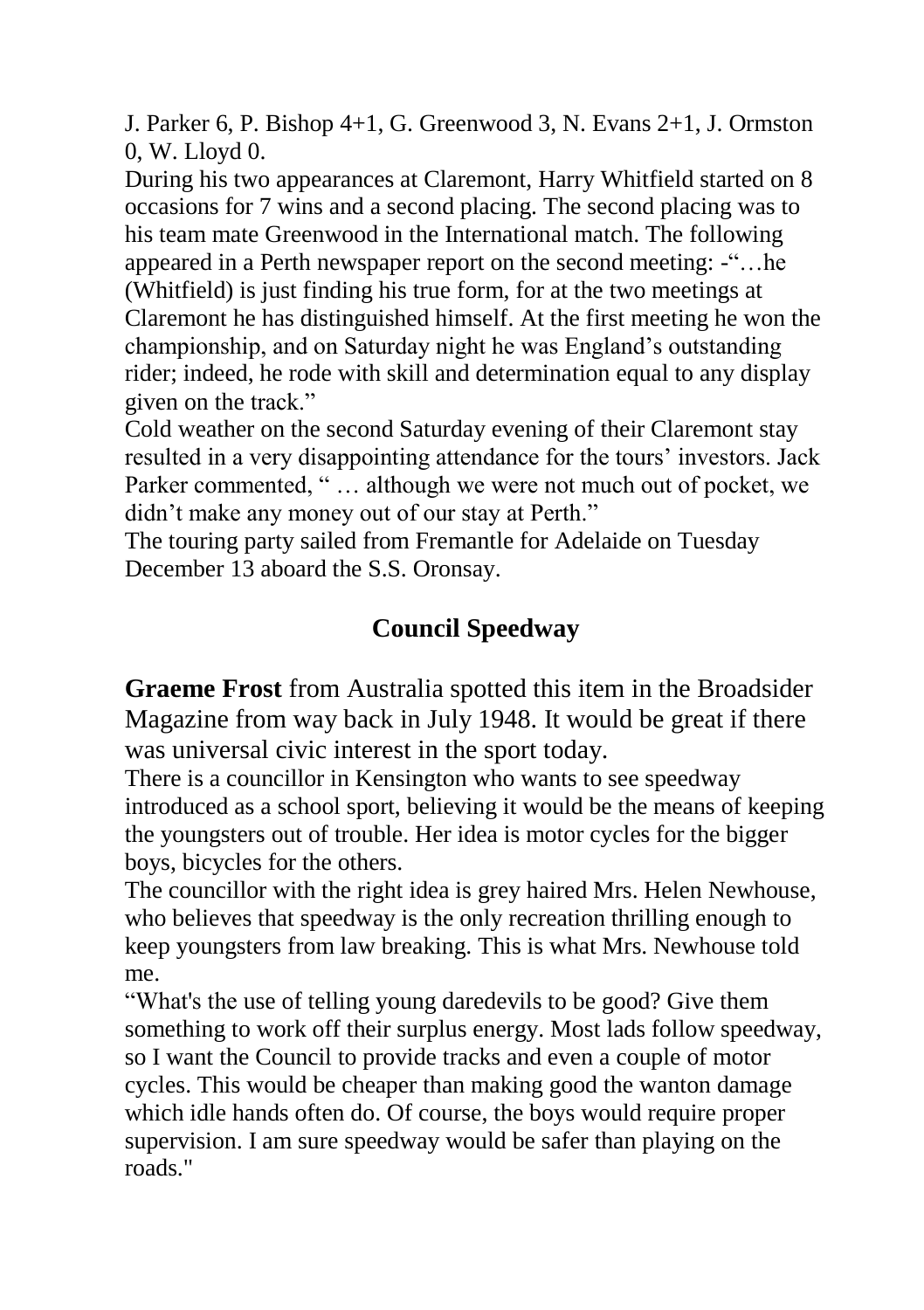J. Parker 6, P. Bishop 4+1, G. Greenwood 3, N. Evans 2+1, J. Ormston 0, W. Lloyd 0.

During his two appearances at Claremont, Harry Whitfield started on 8 occasions for 7 wins and a second placing. The second placing was to his team mate Greenwood in the International match. The following appeared in a Perth newspaper report on the second meeting: -"…he (Whitfield) is just finding his true form, for at the two meetings at Claremont he has distinguished himself. At the first meeting he won the championship, and on Saturday night he was England's outstanding rider; indeed, he rode with skill and determination equal to any display given on the track."

Cold weather on the second Saturday evening of their Claremont stay resulted in a very disappointing attendance for the tours' investors. Jack Parker commented, " … although we were not much out of pocket, we didn't make any money out of our stay at Perth."

The touring party sailed from Fremantle for Adelaide on Tuesday December 13 aboard the S.S. Oronsay.

## Council Speedway

**Graeme Frost** from Australia spotted this item in the Broadsider Magazine from way back in July 1948. It would be great if there was universal civic interest in the sport today.

There is a councillor in Kensington who wants to see speedway introduced as a school sport, believing it would be the means of keeping the youngsters out of trouble. Her idea is motor cycles for the bigger boys, bicycles for the others.

The councillor with the right idea is grey haired Mrs. Helen Newhouse, who believes that speedway is the only recreation thrilling enough to keep youngsters from law breaking. This is what Mrs. Newhouse told me.

"What's the use of telling young daredevils to be good? Give them something to work off their surplus energy. Most lads follow speedway, so I want the Council to provide tracks and even a couple of motor cycles. This would be cheaper than making good the wanton damage which idle hands often do. Of course, the boys would require proper supervision. I am sure speedway would be safer than playing on the roads."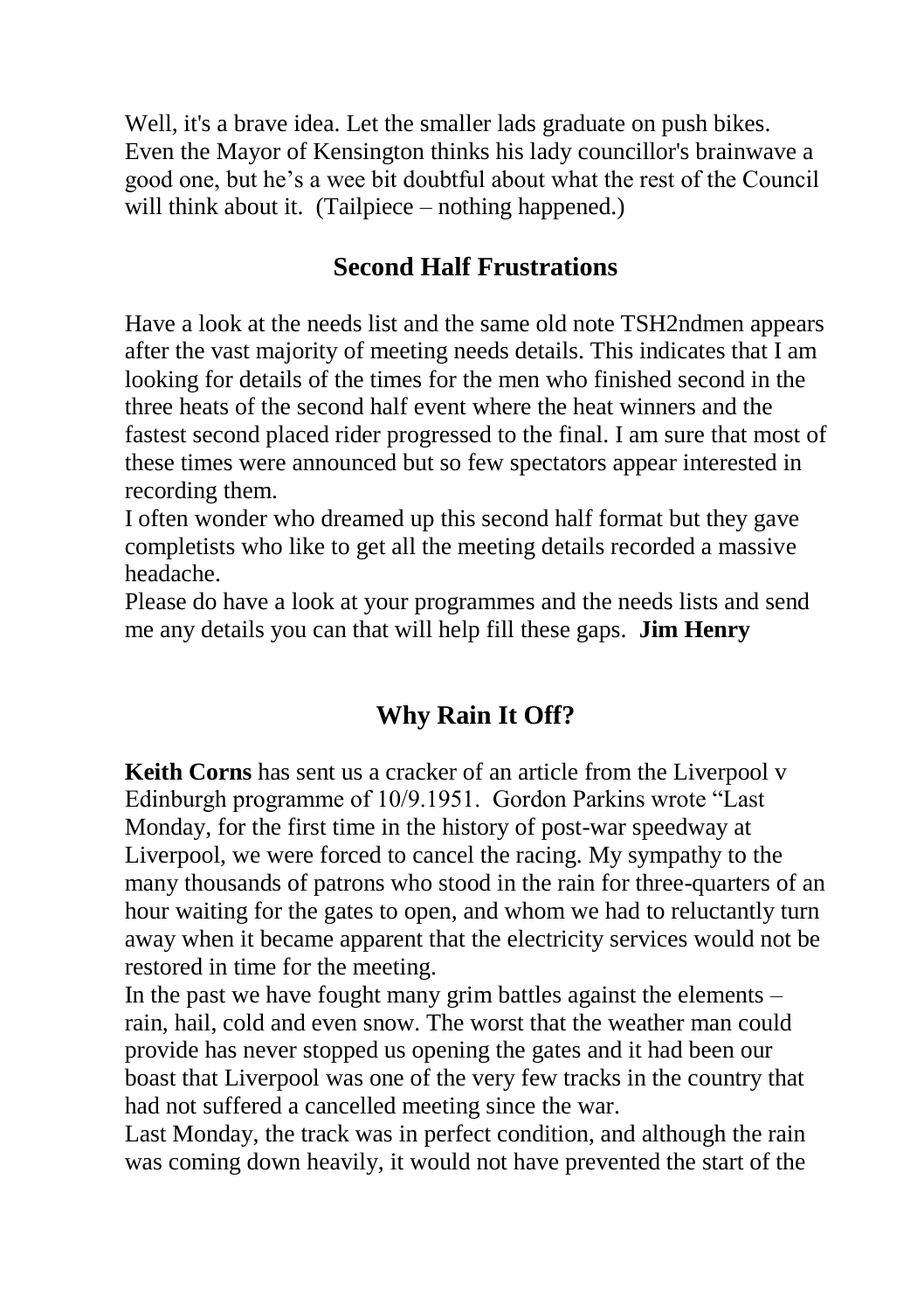Well, it's a brave idea. Let the smaller lads graduate on push bikes. Even the Mayor of Kensington thinks his lady councillor's brainwave a good one, but he's a wee bit doubtful about what the rest of the Council will think about it. (Tailpiece – nothing happened.)

## Second Half Frustrations

Have a look at the needs list and the same old note TSH2ndmen appears after the vast majority of meeting needs details. This indicates that I am looking for details of the times for the men who finished second in the three heats of the second half event where the heat winners and the fastest second placed rider progressed to the final. I am sure that most of these times were announced but so few spectators appear interested in recording them.

I often wonder who dreamed up this second half format but they gave completists who like to get all the meeting details recorded a massive headache.

Please do have a look at your programmes and the needs lists and send me any details you can that will help fill these gaps. **Jim Henry**

## Why Rain It Off?

**Keith Corns** has sent us a cracker of an article from the Liverpool v Edinburgh programme of 10/9.1951. Gordon Parkins wrote "Last Monday, for the first time in the history of post-war speedway at Liverpool, we were forced to cancel the racing. My sympathy to the many thousands of patrons who stood in the rain for three-quarters of an hour waiting for the gates to open, and whom we had to reluctantly turn away when it became apparent that the electricity services would not be restored in time for the meeting.

In the past we have fought many grim battles against the elements – rain, hail, cold and even snow. The worst that the weather man could provide has never stopped us opening the gates and it had been our boast that Liverpool was one of the very few tracks in the country that had not suffered a cancelled meeting since the war.

Last Monday, the track was in perfect condition, and although the rain was coming down heavily, it would not have prevented the start of the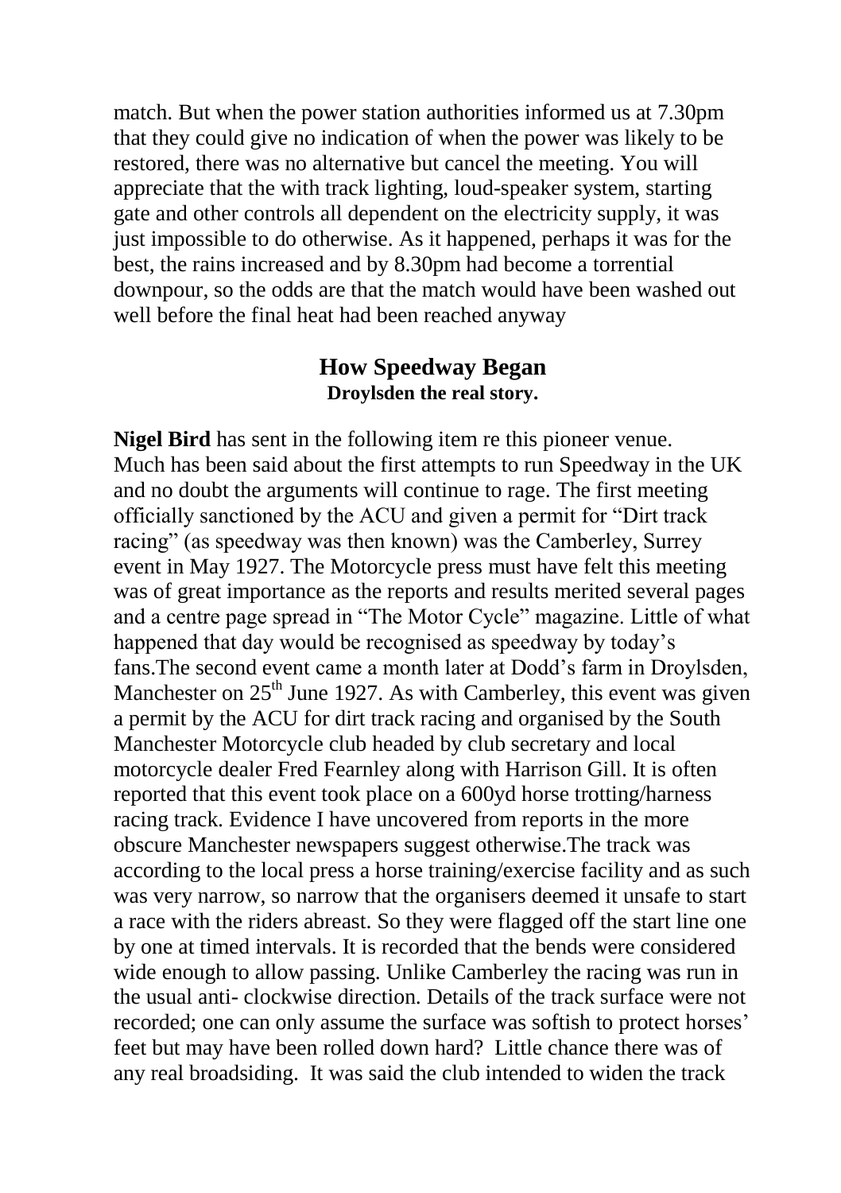match. But when the power station authorities informed us at 7.30pm that they could give no indication of when the power was likely to be restored, there was no alternative but cancel the meeting. You will appreciate that the with track lighting, loud-speaker system, starting gate and other controls all dependent on the electricity supply, it was just impossible to do otherwise. As it happened, perhaps it was for the best, the rains increased and by 8.30pm had become a torrential downpour, so the odds are that the match would have been washed out well before the final heat had been reached anyway

## How Speedway Began

### Droylsden the real story.

**Nigel Bird** has sent in the following item re this pioneer venue.
Much has been said about the first attempts to run Speedway in the UK and no doubt the arguments will continue to rage. The first meeting officially sanctioned by the ACU and given a permit for "Dirt track racing" (as speedway was then known) was the Camberley, Surrey event in May 1927. The Motorcycle press must have felt this meeting was of great importance as the reports and results merited several pages and a centre page spread in "The Motor Cycle" magazine. Little of what happened that day would be recognised as speedway by today's fans.The second event came a month later at Dodd's farm in Droylsden, Manchester on 25th June 1927. As with Camberley, this event was given a permit by the ACU for dirt track racing and organised by the South Manchester Motorcycle club headed by club secretary and local motorcycle dealer Fred Fearnley along with Harrison Gill. It is often reported that this event took place on a 600yd horse trotting/harness racing track. Evidence I have uncovered from reports in the more obscure Manchester newspapers suggest otherwise.The track was according to the local press a horse training/exercise facility and as such was very narrow, so narrow that the organisers deemed it unsafe to start a race with the riders abreast. So they were flagged off the start line one by one at timed intervals. It is recorded that the bends were considered wide enough to allow passing. Unlike Camberley the racing was run in the usual anti- clockwise direction. Details of the track surface were not recorded; one can only assume the surface was softish to protect horses' feet but may have been rolled down hard? Little chance there was of any real broadsiding. It was said the club intended to widen the track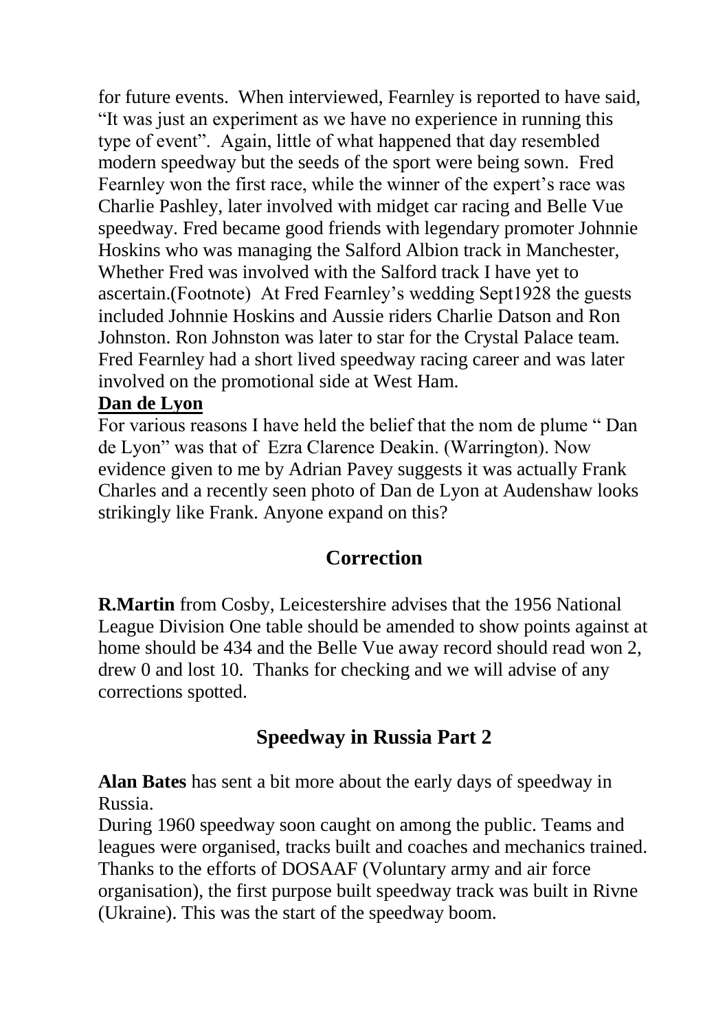for future events. When interviewed, Fearnley is reported to have said, "It was just an experiment as we have no experience in running this type of event". Again, little of what happened that day resembled modern speedway but the seeds of the sport were being sown. Fred Fearnley won the first race, while the winner of the expert's race was Charlie Pashley, later involved with midget car racing and Belle Vue speedway. Fred became good friends with legendary promoter Johnnie Hoskins who was managing the Salford Albion track in Manchester, Whether Fred was involved with the Salford track I have yet to ascertain.(Footnote) At Fred Fearnley's wedding Sept1928 the guests included Johnnie Hoskins and Aussie riders Charlie Datson and Ron Johnston. Ron Johnston was later to star for the Crystal Palace team. Fred Fearnley had a short lived speedway racing career and was later involved on the promotional side at West Ham.

**Dan de Lyon**

For various reasons I have held the belief that the nom de plume " Dan de Lyon" was that of Ezra Clarence Deakin. (Warrington). Now evidence given to me by Adrian Pavey suggests it was actually Frank Charles and a recently seen photo of Dan de Lyon at Audenshaw looks strikingly like Frank. Anyone expand on this?

## Correction

**R.Martin** from Cosby, Leicestershire advises that the 1956 National League Division One table should be amended to show points against at home should be 434 and the Belle Vue away record should read won 2, drew 0 and lost 10. Thanks for checking and we will advise of any corrections spotted.

## Speedway in Russia Part 2

**Alan Bates** has sent a bit more about the early days of speedway in Russia.

During 1960 speedway soon caught on among the public. Teams and leagues were organised, tracks built and coaches and mechanics trained. Thanks to the efforts of DOSAAF (Voluntary army and air force organisation), the first purpose built speedway track was built in Rivne (Ukraine). This was the start of the speedway boom.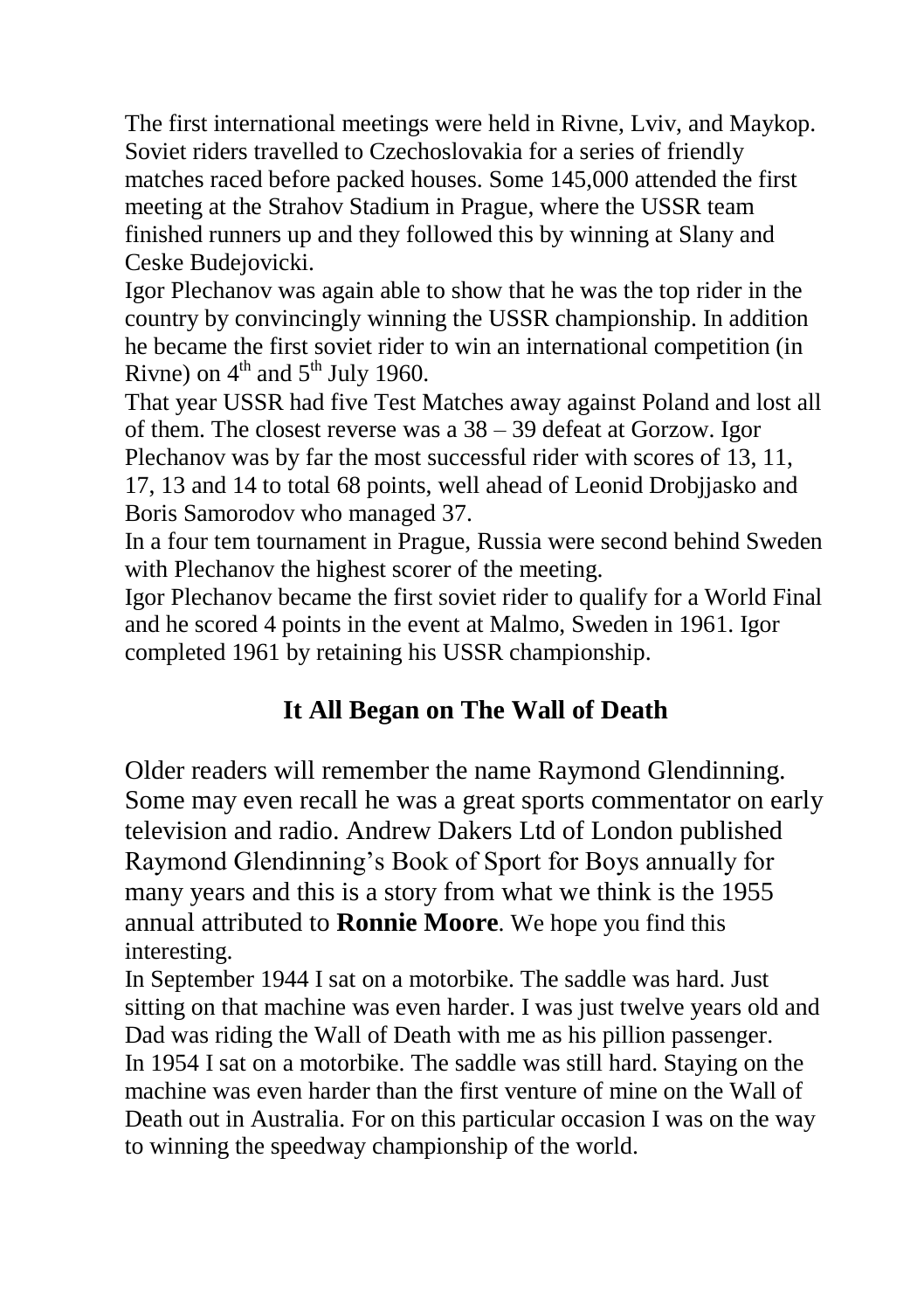The first international meetings were held in Rivne, Lviv, and Maykop. Soviet riders travelled to Czechoslovakia for a series of friendly matches raced before packed houses. Some 145,000 attended the first meeting at the Strahov Stadium in Prague, where the USSR team finished runners up and they followed this by winning at Slany and Ceske Budejovicki.

Igor Plechanov was again able to show that he was the top rider in the country by convincingly winning the USSR championship. In addition he became the first soviet rider to win an international competition (in Rivne) on 4th and 5th July 1960.

That year USSR had five Test Matches away against Poland and lost all of them. The closest reverse was a 38 – 39 defeat at Gorzow. Igor Plechanov was by far the most successful rider with scores of 13, 11, 17, 13 and 14 to total 68 points, well ahead of Leonid Drobjjasko and Boris Samorodov who managed 37.

In a four tem tournament in Prague, Russia were second behind Sweden with Plechanov the highest scorer of the meeting.

Igor Plechanov became the first soviet rider to qualify for a World Final and he scored 4 points in the event at Malmo, Sweden in 1961. Igor completed 1961 by retaining his USSR championship.

## It All Began on The Wall of Death

Older readers will remember the name Raymond Glendinning. Some may even recall he was a great sports commentator on early television and radio. Andrew Dakers Ltd of London published Raymond Glendinning's Book of Sport for Boys annually for many years and this is a story from what we think is the 1955 annual attributed to **Ronnie Moore**. We hope you find this interesting.

In September 1944 I sat on a motorbike. The saddle was hard. Just sitting on that machine was even harder. I was just twelve years old and Dad was riding the Wall of Death with me as his pillion passenger.

In 1954 I sat on a motorbike. The saddle was still hard. Staying on the machine was even harder than the first venture of mine on the Wall of Death out in Australia. For on this particular occasion I was on the way to winning the speedway championship of the world.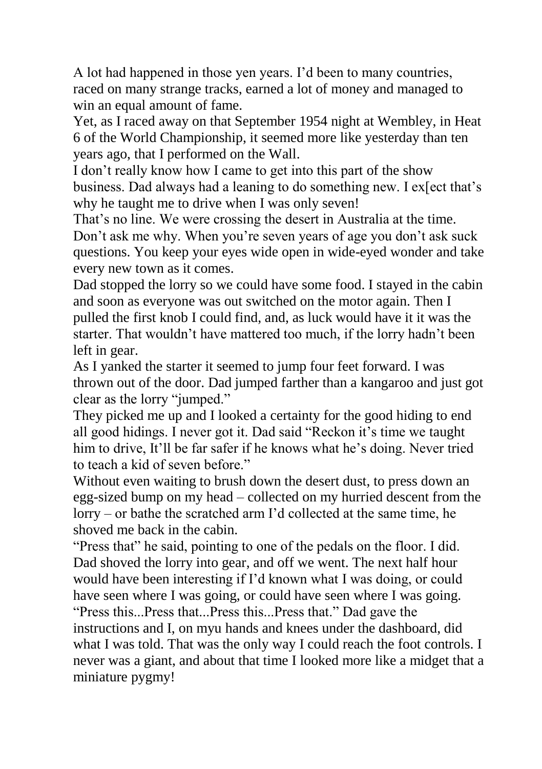A lot had happened in those yen years. I'd been to many countries, raced on many strange tracks, earned a lot of money and managed to win an equal amount of fame.

Yet, as I raced away on that September 1954 night at Wembley, in Heat 6 of the World Championship, it seemed more like yesterday than ten years ago, that I performed on the Wall.

I don't really know how I came to get into this part of the show business. Dad always had a leaning to do something new. I ex[ect that's why he taught me to drive when I was only seven!

That's no line. We were crossing the desert in Australia at the time. Don't ask me why. When you're seven years of age you don't ask suck questions. You keep your eyes wide open in wide-eyed wonder and take every new town as it comes.

Dad stopped the lorry so we could have some food. I stayed in the cabin and soon as everyone was out switched on the motor again. Then I pulled the first knob I could find, and, as luck would have it it was the starter. That wouldn't have mattered too much, if the lorry hadn't been left in gear.

As I yanked the starter it seemed to jump four feet forward. I was thrown out of the door. Dad jumped farther than a kangaroo and just got clear as the lorry "jumped."

They picked me up and I looked a certainty for the good hiding to end all good hidings. I never got it. Dad said "Reckon it's time we taught him to drive, It'll be far safer if he knows what he's doing. Never tried to teach a kid of seven before."

Without even waiting to brush down the desert dust, to press down an egg-sized bump on my head – collected on my hurried descent from the lorry – or bathe the scratched arm I'd collected at the same time, he shoved me back in the cabin.

"Press that" he said, pointing to one of the pedals on the floor. I did. Dad shoved the lorry into gear, and off we went. The next half hour would have been interesting if I'd known what I was doing, or could have seen where I was going, or could have seen where I was going.

"Press this...Press that...Press this...Press that." Dad gave the instructions and I, on myu hands and knees under the dashboard, did what I was told. That was the only way I could reach the foot controls. I never was a giant, and about that time I looked more like a midget that a miniature pygmy!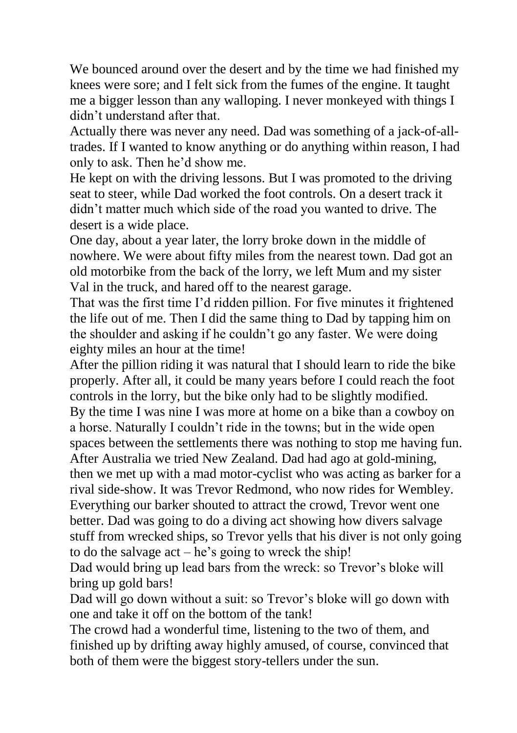We bounced around over the desert and by the time we had finished my knees were sore; and I felt sick from the fumes of the engine. It taught me a bigger lesson than any walloping. I never monkeyed with things I didn't understand after that.

Actually there was never any need. Dad was something of a jack-of-all-trades. If I wanted to know anything or do anything within reason, I had only to ask. Then he'd show me.

He kept on with the driving lessons. But I was promoted to the driving seat to steer, while Dad worked the foot controls. On a desert track it didn't matter much which side of the road you wanted to drive. The desert is a wide place.

One day, about a year later, the lorry broke down in the middle of nowhere. We were about fifty miles from the nearest town. Dad got an old motorbike from the back of the lorry, we left Mum and my sister Val in the truck, and hared off to the nearest garage.

That was the first time I'd ridden pillion. For five minutes it frightened the life out of me. Then I did the same thing to Dad by tapping him on the shoulder and asking if he couldn't go any faster. We were doing eighty miles an hour at the time!

After the pillion riding it was natural that I should learn to ride the bike properly. After all, it could be many years before I could reach the foot controls in the lorry, but the bike only had to be slightly modified.

By the time I was nine I was more at home on a bike than a cowboy on a horse. Naturally I couldn't ride in the towns; but in the wide open spaces between the settlements there was nothing to stop me having fun.

After Australia we tried New Zealand. Dad had ago at gold-mining, then we met up with a mad motor-cyclist who was acting as barker for a rival side-show. It was Trevor Redmond, who now rides for Wembley. Everything our barker shouted to attract the crowd, Trevor went one better. Dad was going to do a diving act showing how divers salvage stuff from wrecked ships, so Trevor yells that his diver is not only going to do the salvage act – he's going to wreck the ship!

Dad would bring up lead bars from the wreck: so Trevor's bloke will bring up gold bars!

Dad will go down without a suit: so Trevor's bloke will go down with one and take it off on the bottom of the tank!

The crowd had a wonderful time, listening to the two of them, and finished up by drifting away highly amused, of course, convinced that both of them were the biggest story-tellers under the sun.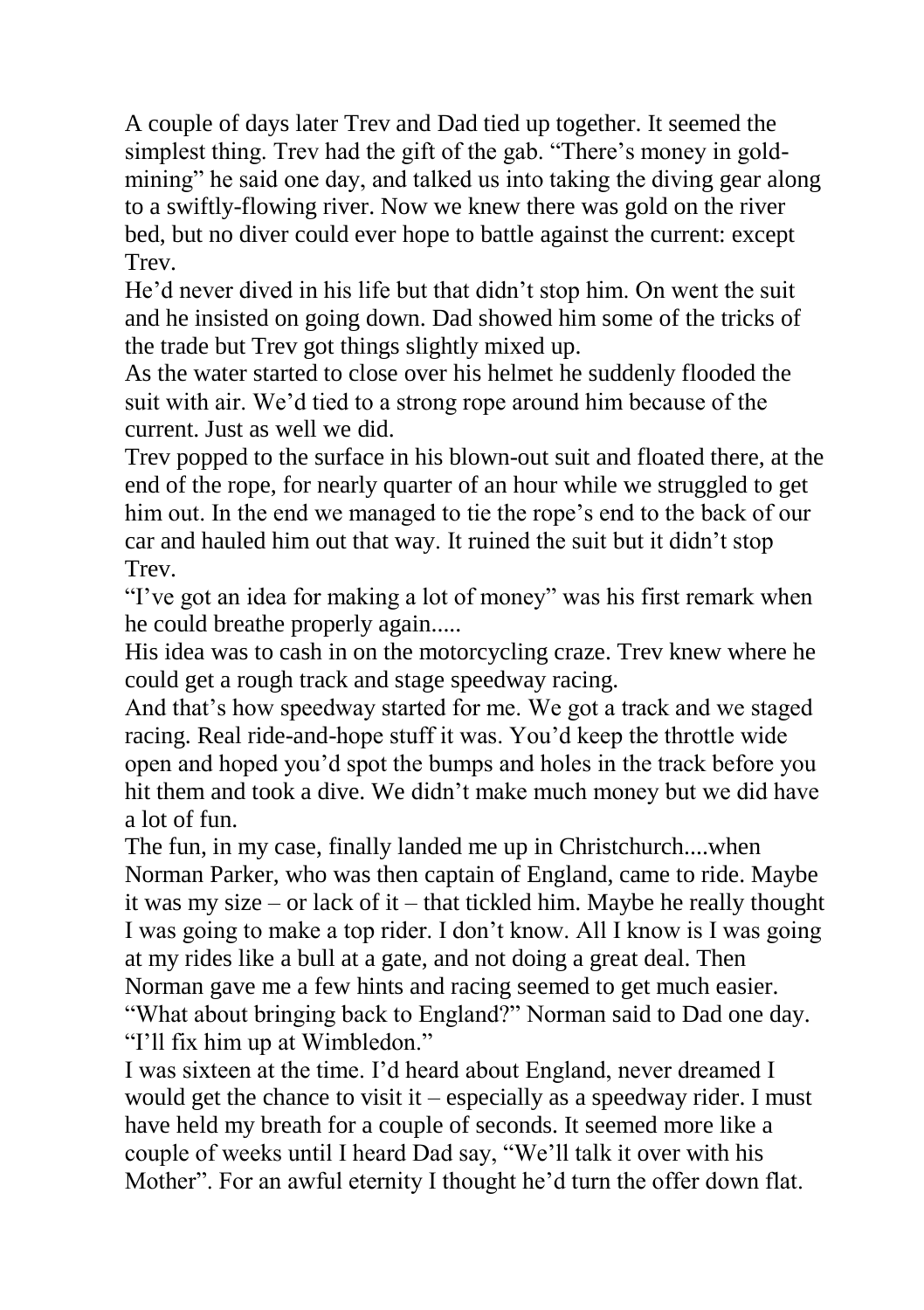A couple of days later Trev and Dad tied up together. It seemed the simplest thing. Trev had the gift of the gab. "There's money in gold-mining" he said one day, and talked us into taking the diving gear along to a swiftly-flowing river. Now we knew there was gold on the river bed, but no diver could ever hope to battle against the current: except Trev.

He'd never dived in his life but that didn't stop him. On went the suit and he insisted on going down. Dad showed him some of the tricks of the trade but Trev got things slightly mixed up.

As the water started to close over his helmet he suddenly flooded the suit with air. We'd tied to a strong rope around him because of the current. Just as well we did.

Trev popped to the surface in his blown-out suit and floated there, at the end of the rope, for nearly quarter of an hour while we struggled to get him out. In the end we managed to tie the rope's end to the back of our car and hauled him out that way. It ruined the suit but it didn't stop Trev.

"I've got an idea for making a lot of money" was his first remark when he could breathe properly again.....

His idea was to cash in on the motorcycling craze. Trev knew where he could get a rough track and stage speedway racing.

And that's how speedway started for me. We got a track and we staged racing. Real ride-and-hope stuff it was. You'd keep the throttle wide open and hoped you'd spot the bumps and holes in the track before you hit them and took a dive. We didn't make much money but we did have a lot of fun.

The fun, in my case, finally landed me up in Christchurch....when Norman Parker, who was then captain of England, came to ride. Maybe it was my size – or lack of it – that tickled him. Maybe he really thought I was going to make a top rider. I don't know. All I know is I was going at my rides like a bull at a gate, and not doing a great deal. Then Norman gave me a few hints and racing seemed to get much easier.

"What about bringing back to England?" Norman said to Dad one day. "I'll fix him up at Wimbledon."

I was sixteen at the time. I'd heard about England, never dreamed I would get the chance to visit it – especially as a speedway rider. I must have held my breath for a couple of seconds. It seemed more like a couple of weeks until I heard Dad say, "We'll talk it over with his Mother". For an awful eternity I thought he'd turn the offer down flat.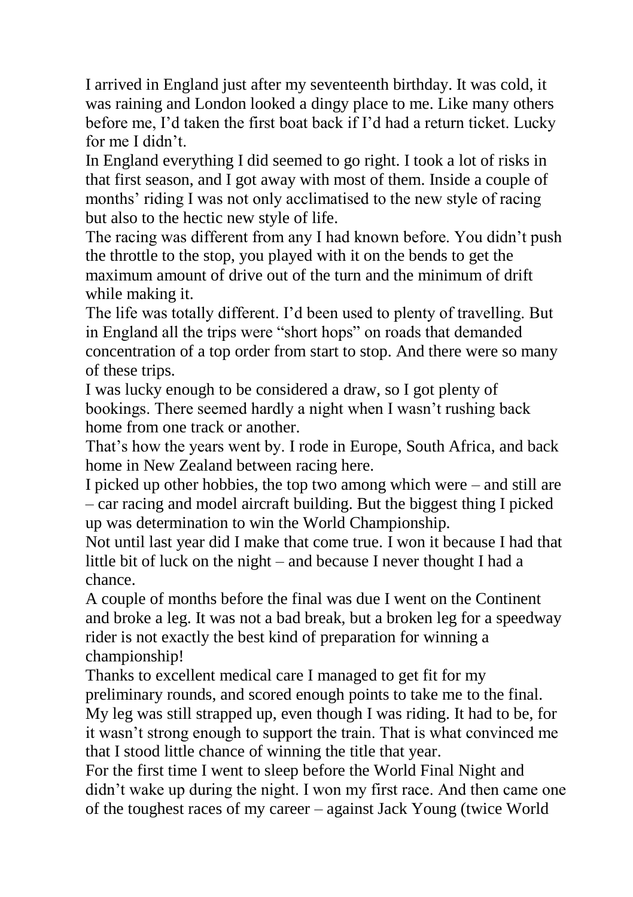I arrived in England just after my seventeenth birthday. It was cold, it was raining and London looked a dingy place to me. Like many others before me, I'd taken the first boat back if I'd had a return ticket. Lucky for me I didn't.

In England everything I did seemed to go right. I took a lot of risks in that first season, and I got away with most of them. Inside a couple of months' riding I was not only acclimatised to the new style of racing but also to the hectic new style of life.

The racing was different from any I had known before. You didn't push the throttle to the stop, you played with it on the bends to get the maximum amount of drive out of the turn and the minimum of drift while making it.

The life was totally different. I'd been used to plenty of travelling. But in England all the trips were "short hops" on roads that demanded concentration of a top order from start to stop. And there were so many of these trips.

I was lucky enough to be considered a draw, so I got plenty of bookings. There seemed hardly a night when I wasn't rushing back home from one track or another.

That's how the years went by. I rode in Europe, South Africa, and back home in New Zealand between racing here.

I picked up other hobbies, the top two among which were – and still are – car racing and model aircraft building. But the biggest thing I picked up was determination to win the World Championship.

Not until last year did I make that come true. I won it because I had that little bit of luck on the night – and because I never thought I had a chance.

A couple of months before the final was due I went on the Continent and broke a leg. It was not a bad break, but a broken leg for a speedway rider is not exactly the best kind of preparation for winning a championship!

Thanks to excellent medical care I managed to get fit for my preliminary rounds, and scored enough points to take me to the final. My leg was still strapped up, even though I was riding. It had to be, for it wasn't strong enough to support the train. That is what convinced me that I stood little chance of winning the title that year.

For the first time I went to sleep before the World Final Night and didn't wake up during the night. I won my first race. And then came one of the toughest races of my career – against Jack Young (twice World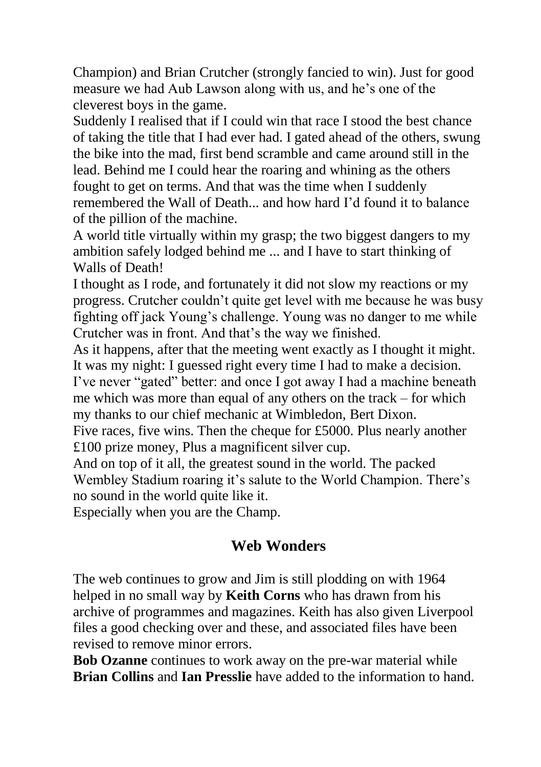Champion) and Brian Crutcher (strongly fancied to win). Just for good measure we had Aub Lawson along with us, and he's one of the cleverest boys in the game.

Suddenly I realised that if I could win that race I stood the best chance of taking the title that I had ever had. I gated ahead of the others, swung the bike into the mad, first bend scramble and came around still in the lead. Behind me I could hear the roaring and whining as the others fought to get on terms. And that was the time when I suddenly remembered the Wall of Death... and how hard I'd found it to balance of the pillion of the machine.

A world title virtually within my grasp; the two biggest dangers to my ambition safely lodged behind me ... and I have to start thinking of Walls of Death!

I thought as I rode, and fortunately it did not slow my reactions or my progress. Crutcher couldn't quite get level with me because he was busy fighting off jack Young's challenge. Young was no danger to me while Crutcher was in front. And that's the way we finished.

As it happens, after that the meeting went exactly as I thought it might. It was my night: I guessed right every time I had to make a decision. I've never "gated" better: and once I got away I had a machine beneath me which was more than equal of any others on the track – for which my thanks to our chief mechanic at Wimbledon, Bert Dixon.

Five races, five wins. Then the cheque for £5000. Plus nearly another £100 prize money, Plus a magnificent silver cup.

And on top of it all, the greatest sound in the world. The packed Wembley Stadium roaring it's salute to the World Champion. There's no sound in the world quite like it.

Especially when you are the Champ.

## Web Wonders

The web continues to grow and Jim is still plodding on with 1964 helped in no small way by **Keith Corns** who has drawn from his archive of programmes and magazines. Keith has also given Liverpool files a good checking over and these, and associated files have been revised to remove minor errors.

**Bob Ozanne** continues to work away on the pre-war material while **Brian Collins** and **Ian Presslie** have added to the information to hand.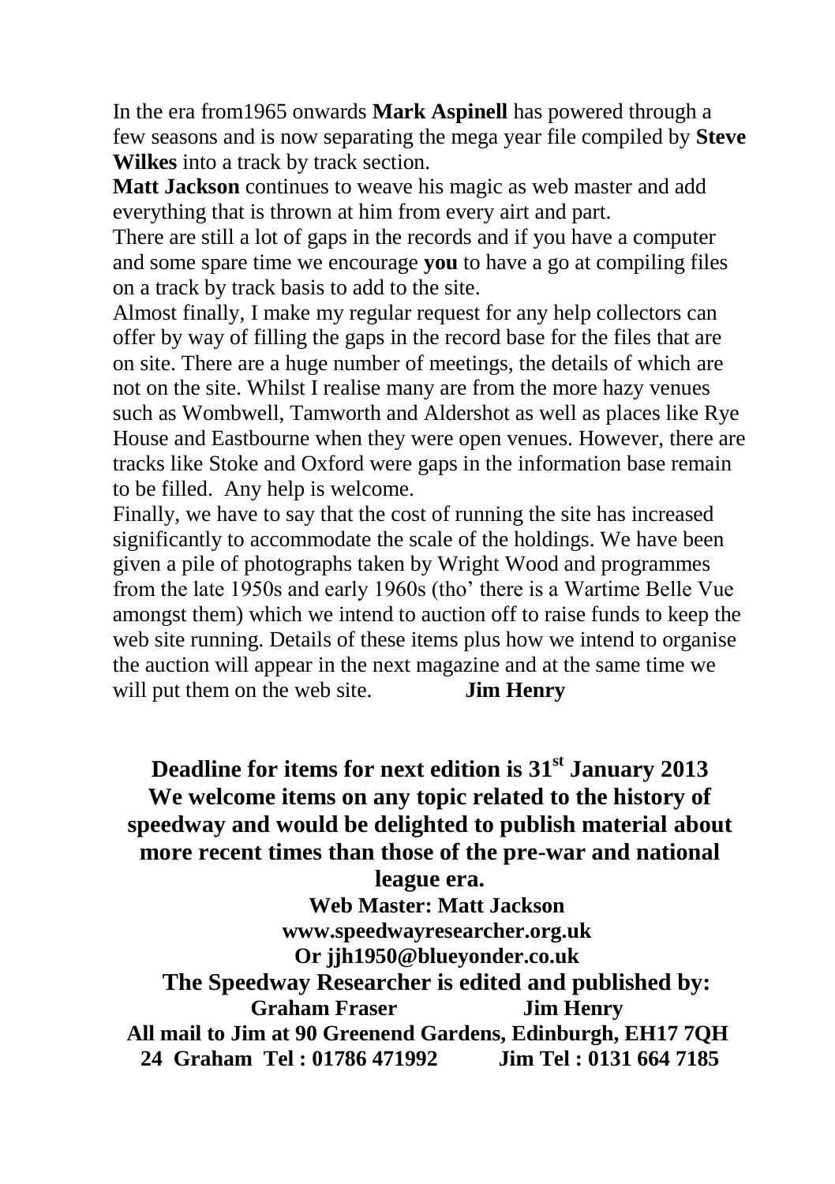In the era from1965 onwards **Mark Aspinell** has powered through a few seasons and is now separating the mega year file compiled by **Steve Wilkes** into a track by track section.

**Matt Jackson** continues to weave his magic as web master and add everything that is thrown at him from every airt and part.

There are still a lot of gaps in the records and if you have a computer and some spare time we encourage **you** to have a go at compiling files on a track by track basis to add to the site.

Almost finally, I make my regular request for any help collectors can offer by way of filling the gaps in the record base for the files that are on site. There are a huge number of meetings, the details of which are not on the site. Whilst I realise many are from the more hazy venues such as Wombwell, Tamworth and Aldershot as well as places like Rye House and Eastbourne when they were open venues. However, there are tracks like Stoke and Oxford were gaps in the information base remain to be filled. Any help is welcome.

Finally, we have to say that the cost of running the site has increased significantly to accommodate the scale of the holdings. We have been given a pile of photographs taken by Wright Wood and programmes from the late 1950s and early 1960s (tho' there is a Wartime Belle Vue amongst them) which we intend to auction off to raise funds to keep the web site running. Details of these items plus how we intend to organise the auction will appear in the next magazine and at the same time we will put them on the web site. **Jim Henry**

**Deadline for items for next edition is 31st January 2013**
**We welcome items on any topic related to the history of speedway and would be delighted to publish material about more recent times than those of the pre-war and national league era.**

**Web Master: Matt Jackson**
**www.speedwayresearcher.org.uk**
**Or jjh1950@blueyonder.co.uk**

**The Speedway Researcher is edited and published by:**
**Graham Fraser Jim Henry**
**All mail to Jim at 90 Greenend Gardens, Edinburgh, EH17 7QH**
**24 Graham Tel : 01786 471992 Jim Tel : 0131 664 7185**